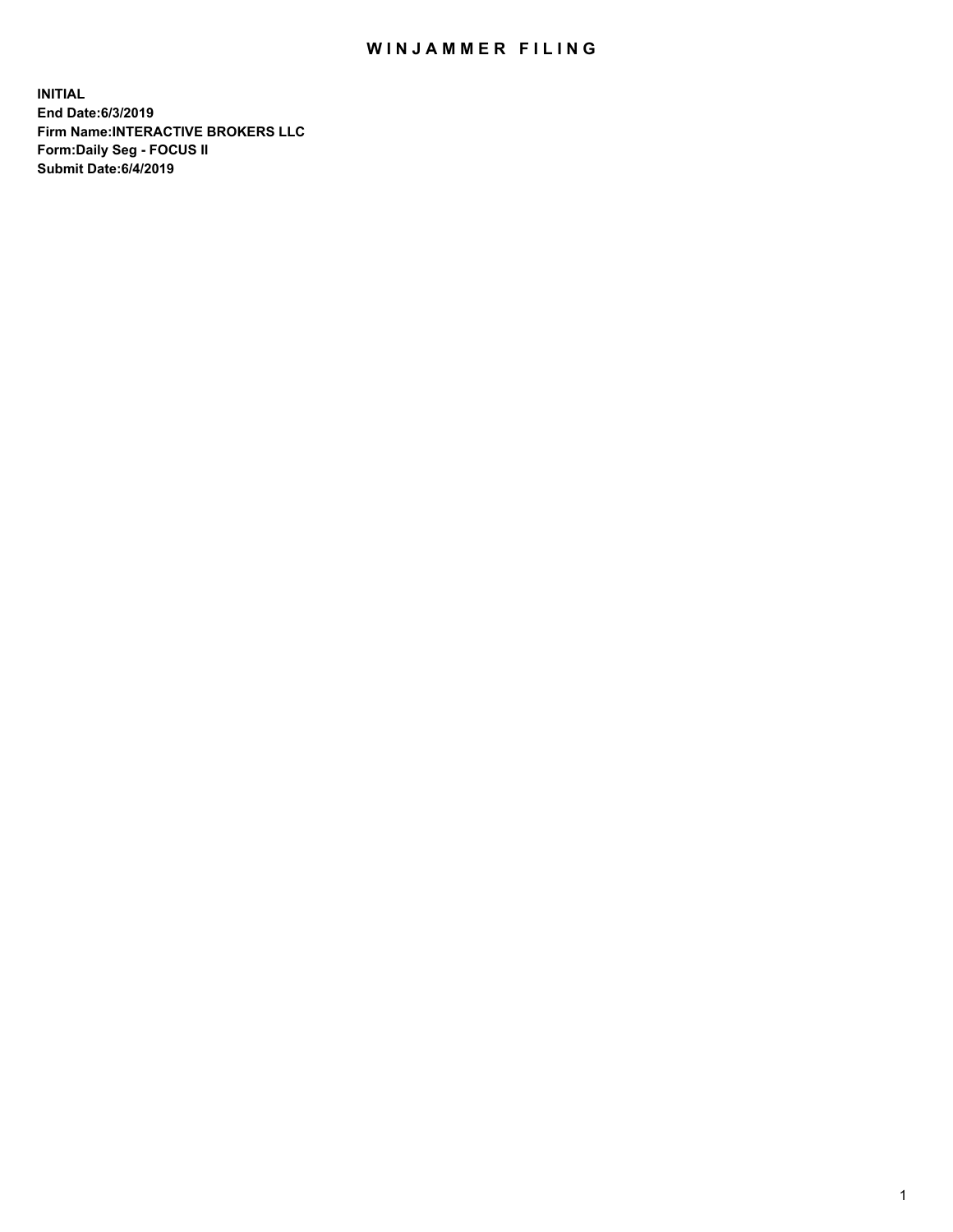# WINJAMMER FILING

**INITIAL**
**End Date:6/3/2019**
**Firm Name:INTERACTIVE BROKERS LLC**
**Form:Daily Seg - FOCUS II**
**Submit Date:6/4/2019**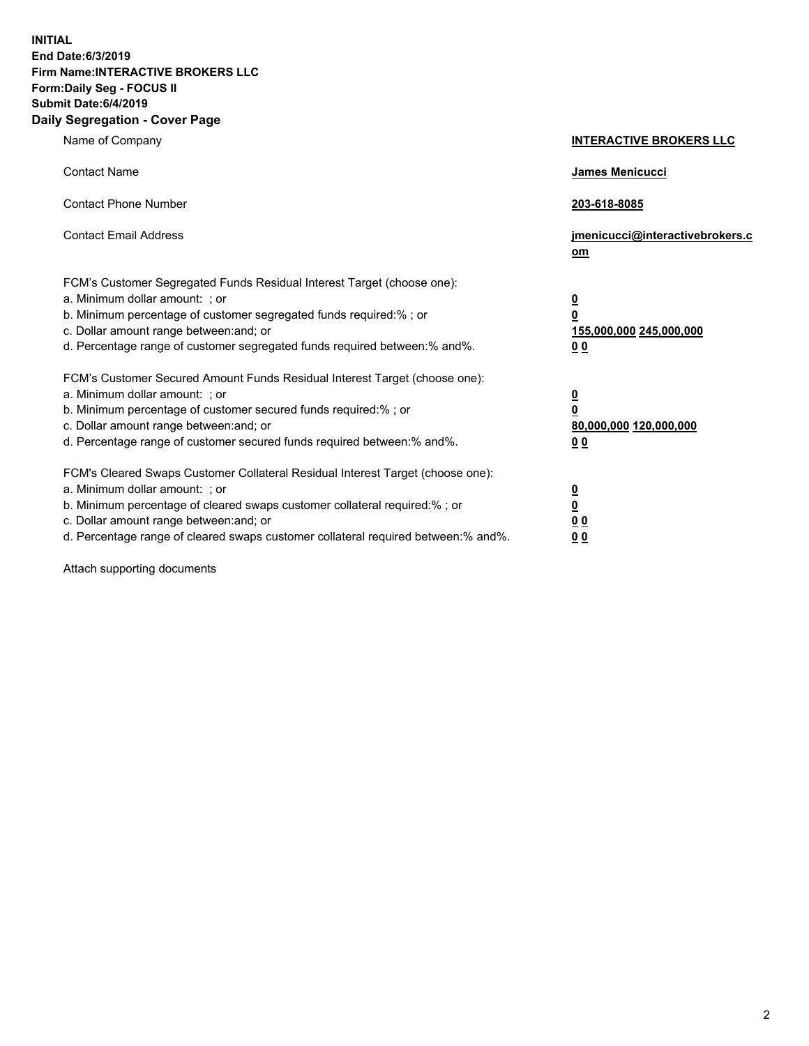**INITIAL**
**End Date:6/3/2019**
**Firm Name:INTERACTIVE BROKERS LLC**
**Form:Daily Seg - FOCUS II**
**Submit Date:6/4/2019**

## Daily Segregation - Cover Page

| | |
|---|---|
| Name of Company | **INTERACTIVE BROKERS LLC** |
| Contact Name | **James Menicucci** |
| Contact Phone Number | **203-618-8085** |
| Contact Email Address | **jmenicucci@interactivebrokers.com** |

FCM's Customer Segregated Funds Residual Interest Target (choose one):

| | |
|---|---|
| a. Minimum dollar amount: ; or | **0** |
| b. Minimum percentage of customer segregated funds required:% ; or | **0** |
| c. Dollar amount range between:and; or | **155,000,000 245,000,000** |
| d. Percentage range of customer segregated funds required between:% and%. | **0 0** |

FCM's Customer Secured Amount Funds Residual Interest Target (choose one):

| | |
|---|---|
| a. Minimum dollar amount: ; or | **0** |
| b. Minimum percentage of customer secured funds required:% ; or | **0** |
| c. Dollar amount range between:and; or | **80,000,000 120,000,000** |
| d. Percentage range of customer secured funds required between:% and%. | **0 0** |

FCM's Cleared Swaps Customer Collateral Residual Interest Target (choose one):

| | |
|---|---|
| a. Minimum dollar amount: ; or | **0** |
| b. Minimum percentage of cleared swaps customer collateral required:% ; or | **0** |
| c. Dollar amount range between:and; or | **0 0** |
| d. Percentage range of cleared swaps customer collateral required between:% and%. | **0 0** |

Attach supporting documents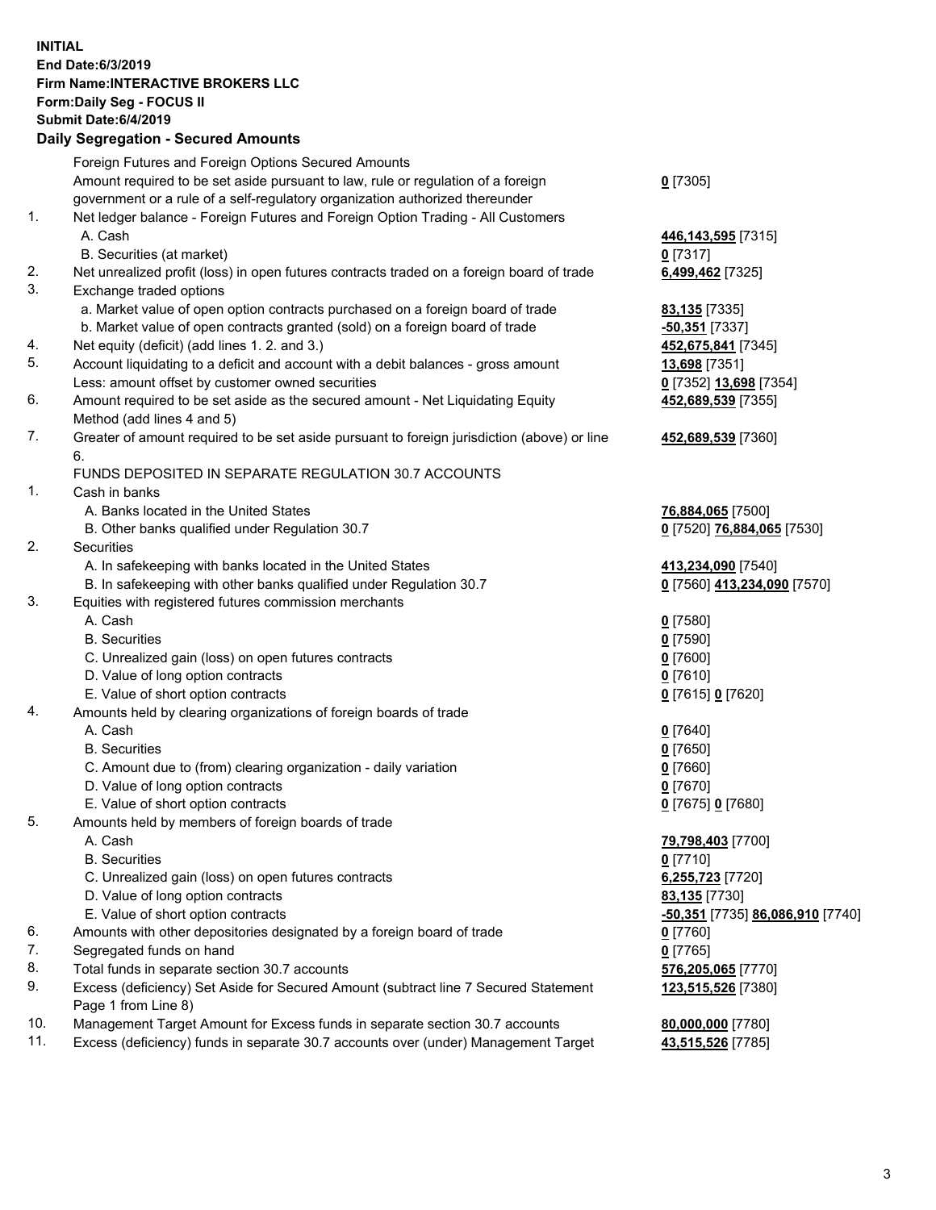**INITIAL**
**End Date:6/3/2019**
**Firm Name:INTERACTIVE BROKERS LLC**
**Form:Daily Seg - FOCUS II**
**Submit Date:6/4/2019**
**Daily Segregation - Secured Amounts**

| | | |
|---|---|---|
| | Foreign Futures and Foreign Options Secured Amounts | |
| | Amount required to be set aside pursuant to law, rule or regulation of a foreign government or a rule of a self-regulatory organization authorized thereunder | **0** [7305] |
| 1. | Net ledger balance - Foreign Futures and Foreign Option Trading - All Customers | |
| | A. Cash | **446,143,595** [7315] |
| | B. Securities (at market) | **0** [7317] |
| 2. | Net unrealized profit (loss) in open futures contracts traded on a foreign board of trade | **6,499,462** [7325] |
| 3. | Exchange traded options | |
| | a. Market value of open option contracts purchased on a foreign board of trade | **83,135** [7335] |
| | b. Market value of open contracts granted (sold) on a foreign board of trade | **-50,351** [7337] |
| 4. | Net equity (deficit) (add lines 1. 2. and 3.) | **452,675,841** [7345] |
| 5. | Account liquidating to a deficit and account with a debit balances - gross amount | **13,698** [7351] |
| | Less: amount offset by customer owned securities | **0** [7352] **13,698** [7354] |
| 6. | Amount required to be set aside as the secured amount - Net Liquidating Equity Method (add lines 4 and 5) | **452,689,539** [7355] |
| 7. | Greater of amount required to be set aside pursuant to foreign jurisdiction (above) or line 6. | **452,689,539** [7360] |
| | FUNDS DEPOSITED IN SEPARATE REGULATION 30.7 ACCOUNTS | |
| 1. | Cash in banks | |
| | A. Banks located in the United States | **76,884,065** [7500] |
| | B. Other banks qualified under Regulation 30.7 | **0** [7520] **76,884,065** [7530] |
| 2. | Securities | |
| | A. In safekeeping with banks located in the United States | **413,234,090** [7540] |
| | B. In safekeeping with other banks qualified under Regulation 30.7 | **0** [7560] **413,234,090** [7570] |
| 3. | Equities with registered futures commission merchants | |
| | A. Cash | **0** [7580] |
| | B. Securities | **0** [7590] |
| | C. Unrealized gain (loss) on open futures contracts | **0** [7600] |
| | D. Value of long option contracts | **0** [7610] |
| | E. Value of short option contracts | **0** [7615] **0** [7620] |
| 4. | Amounts held by clearing organizations of foreign boards of trade | |
| | A. Cash | **0** [7640] |
| | B. Securities | **0** [7650] |
| | C. Amount due to (from) clearing organization - daily variation | **0** [7660] |
| | D. Value of long option contracts | **0** [7670] |
| | E. Value of short option contracts | **0** [7675] **0** [7680] |
| 5. | Amounts held by members of foreign boards of trade | |
| | A. Cash | **79,798,403** [7700] |
| | B. Securities | **0** [7710] |
| | C. Unrealized gain (loss) on open futures contracts | **6,255,723** [7720] |
| | D. Value of long option contracts | **83,135** [7730] |
| | E. Value of short option contracts | **-50,351** [7735] **86,086,910** [7740] |
| 6. | Amounts with other depositories designated by a foreign board of trade | **0** [7760] |
| 7. | Segregated funds on hand | **0** [7765] |
| 8. | Total funds in separate section 30.7 accounts | **576,205,065** [7770] |
| 9. | Excess (deficiency) Set Aside for Secured Amount (subtract line 7 Secured Statement Page 1 from Line 8) | **123,515,526** [7380] |
| 10. | Management Target Amount for Excess funds in separate section 30.7 accounts | **80,000,000** [7780] |
| 11. | Excess (deficiency) funds in separate 30.7 accounts over (under) Management Target | **43,515,526** [7785] |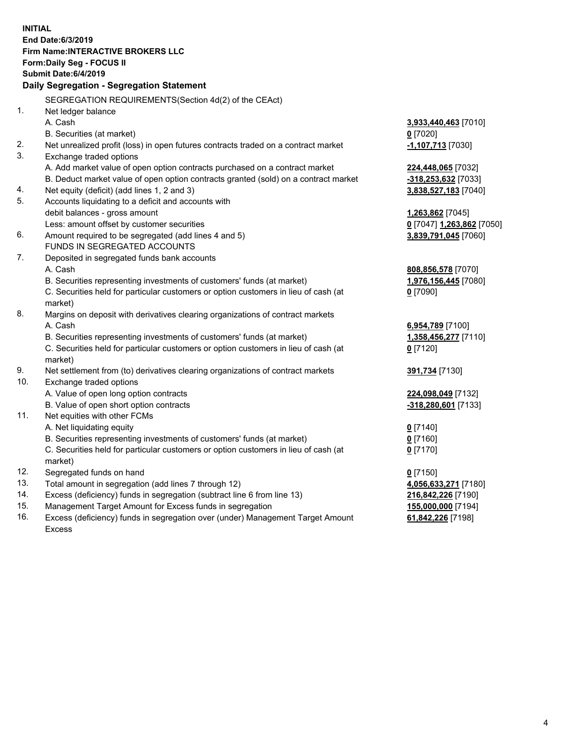**INITIAL**
**End Date:6/3/2019**
**Firm Name:INTERACTIVE BROKERS LLC**
**Form:Daily Seg - FOCUS II**
**Submit Date:6/4/2019**

**Daily Segregation - Segregation Statement**

SEGREGATION REQUIREMENTS(Section 4d(2) of the CEAct)

| | | |
|---|---|---|
| 1. | Net ledger balance | |
| | A. Cash | **3,933,440,463** [7010] |
| | B. Securities (at market) | **0** [7020] |
| 2. | Net unrealized profit (loss) in open futures contracts traded on a contract market | **-1,107,713** [7030] |
| 3. | Exchange traded options | |
| | A. Add market value of open option contracts purchased on a contract market | **224,448,065** [7032] |
| | B. Deduct market value of open option contracts granted (sold) on a contract market | **-318,253,632** [7033] |
| 4. | Net equity (deficit) (add lines 1, 2 and 3) | **3,838,527,183** [7040] |
| 5. | Accounts liquidating to a deficit and accounts with debit balances - gross amount | **1,263,862** [7045] |
| | Less: amount offset by customer securities | **0** [7047] **1,263,862** [7050] |
| 6. | Amount required to be segregated (add lines 4 and 5) | **3,839,791,045** [7060] |
| | FUNDS IN SEGREGATED ACCOUNTS | |
| 7. | Deposited in segregated funds bank accounts | |
| | A. Cash | **808,856,578** [7070] |
| | B. Securities representing investments of customers' funds (at market) | **1,976,156,445** [7080] |
| | C. Securities held for particular customers or option customers in lieu of cash (at market) | **0** [7090] |
| 8. | Margins on deposit with derivatives clearing organizations of contract markets | |
| | A. Cash | **6,954,789** [7100] |
| | B. Securities representing investments of customers' funds (at market) | **1,358,456,277** [7110] |
| | C. Securities held for particular customers or option customers in lieu of cash (at market) | **0** [7120] |
| 9. | Net settlement from (to) derivatives clearing organizations of contract markets | **391,734** [7130] |
| 10. | Exchange traded options | |
| | A. Value of open long option contracts | **224,098,049** [7132] |
| | B. Value of open short option contracts | **-318,280,601** [7133] |
| 11. | Net equities with other FCMs | |
| | A. Net liquidating equity | **0** [7140] |
| | B. Securities representing investments of customers' funds (at market) | **0** [7160] |
| | C. Securities held for particular customers or option customers in lieu of cash (at market) | **0** [7170] |
| 12. | Segregated funds on hand | **0** [7150] |
| 13. | Total amount in segregation (add lines 7 through 12) | **4,056,633,271** [7180] |
| 14. | Excess (deficiency) funds in segregation (subtract line 6 from line 13) | **216,842,226** [7190] |
| 15. | Management Target Amount for Excess funds in segregation | **155,000,000** [7194] |
| 16. | Excess (deficiency) funds in segregation over (under) Management Target Amount Excess | **61,842,226** [7198] |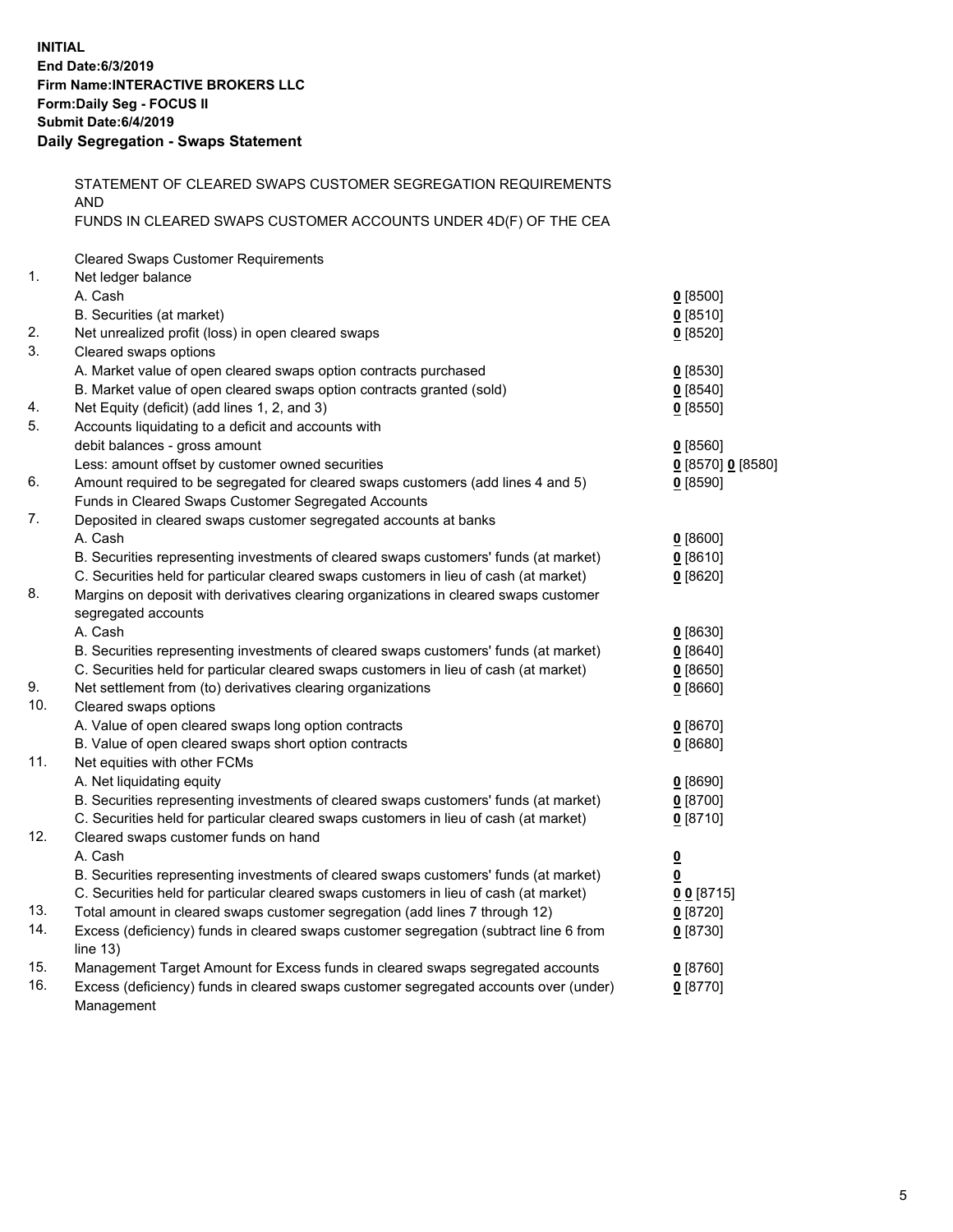**INITIAL**
**End Date:6/3/2019**
**Firm Name:INTERACTIVE BROKERS LLC**
**Form:Daily Seg - FOCUS II**
**Submit Date:6/4/2019**
**Daily Segregation - Swaps Statement**

STATEMENT OF CLEARED SWAPS CUSTOMER SEGREGATION REQUIREMENTS AND FUNDS IN CLEARED SWAPS CUSTOMER ACCOUNTS UNDER 4D(F) OF THE CEA

| | | |
|---|---|---|
| | Cleared Swaps Customer Requirements | |
| 1. | Net ledger balance | |
| | A. Cash | 0 [8500] |
| | B. Securities (at market) | 0 [8510] |
| 2. | Net unrealized profit (loss) in open cleared swaps | 0 [8520] |
| 3. | Cleared swaps options | |
| | A. Market value of open cleared swaps option contracts purchased | 0 [8530] |
| | B. Market value of open cleared swaps option contracts granted (sold) | 0 [8540] |
| 4. | Net Equity (deficit) (add lines 1, 2, and 3) | 0 [8550] |
| 5. | Accounts liquidating to a deficit and accounts with debit balances - gross amount | 0 [8560] |
| | Less: amount offset by customer owned securities | 0 [8570] 0 [8580] |
| 6. | Amount required to be segregated for cleared swaps customers (add lines 4 and 5) | 0 [8590] |
| | Funds in Cleared Swaps Customer Segregated Accounts | |
| 7. | Deposited in cleared swaps customer segregated accounts at banks | |
| | A. Cash | 0 [8600] |
| | B. Securities representing investments of cleared swaps customers' funds (at market) | 0 [8610] |
| | C. Securities held for particular cleared swaps customers in lieu of cash (at market) | 0 [8620] |
| 8. | Margins on deposit with derivatives clearing organizations in cleared swaps customer segregated accounts | |
| | A. Cash | 0 [8630] |
| | B. Securities representing investments of cleared swaps customers' funds (at market) | 0 [8640] |
| | C. Securities held for particular cleared swaps customers in lieu of cash (at market) | 0 [8650] |
| 9. | Net settlement from (to) derivatives clearing organizations | 0 [8660] |
| 10. | Cleared swaps options | |
| | A. Value of open cleared swaps long option contracts | 0 [8670] |
| | B. Value of open cleared swaps short option contracts | 0 [8680] |
| 11. | Net equities with other FCMs | |
| | A. Net liquidating equity | 0 [8690] |
| | B. Securities representing investments of cleared swaps customers' funds (at market) | 0 [8700] |
| | C. Securities held for particular cleared swaps customers in lieu of cash (at market) | 0 [8710] |
| 12. | Cleared swaps customer funds on hand | |
| | A. Cash | 0 |
| | B. Securities representing investments of cleared swaps customers' funds (at market) | 0 |
| | C. Securities held for particular cleared swaps customers in lieu of cash (at market) | 0 0 [8715] |
| 13. | Total amount in cleared swaps customer segregation (add lines 7 through 12) | 0 [8720] |
| 14. | Excess (deficiency) funds in cleared swaps customer segregation (subtract line 6 from line 13) | 0 [8730] |
| 15. | Management Target Amount for Excess funds in cleared swaps segregated accounts | 0 [8760] |
| 16. | Excess (deficiency) funds in cleared swaps customer segregated accounts over (under) Management | 0 [8770] |